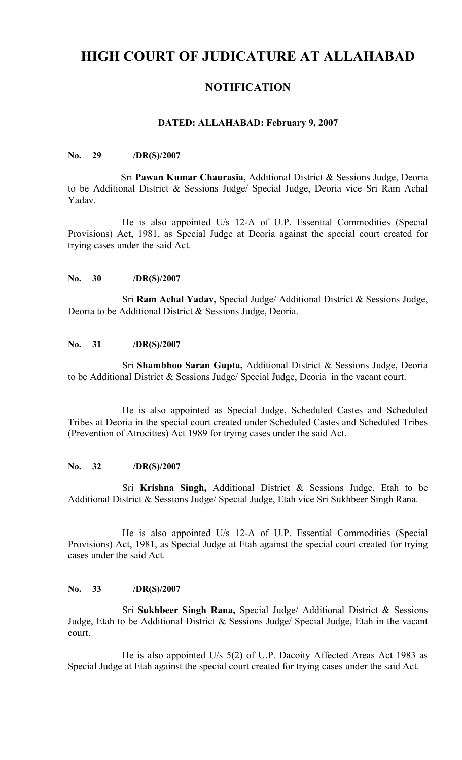# HIGH COURT OF JUDICATURE AT ALLAHABAD

## NOTIFICATION

### DATED: ALLAHABAD: February 9, 2007

**No. 29 /DR(S)/2007**

Sri **Pawan Kumar Chaurasia,** Additional District & Sessions Judge, Deoria to be Additional District & Sessions Judge/ Special Judge, Deoria vice Sri Ram Achal Yadav.

He is also appointed U/s 12-A of U.P. Essential Commodities (Special Provisions) Act, 1981, as Special Judge at Deoria against the special court created for trying cases under the said Act.

**No. 30 /DR(S)/2007**

Sri **Ram Achal Yadav,** Special Judge/ Additional District & Sessions Judge, Deoria to be Additional District & Sessions Judge, Deoria.

**No. 31 /DR(S)/2007**

Sri **Shambhoo Saran Gupta,** Additional District & Sessions Judge, Deoria to be Additional District & Sessions Judge/ Special Judge, Deoria in the vacant court.

He is also appointed as Special Judge, Scheduled Castes and Scheduled Tribes at Deoria in the special court created under Scheduled Castes and Scheduled Tribes (Prevention of Atrocities) Act 1989 for trying cases under the said Act.

**No. 32 /DR(S)/2007**

Sri **Krishna Singh,** Additional District & Sessions Judge, Etah to be Additional District & Sessions Judge/ Special Judge, Etah vice Sri Sukhbeer Singh Rana.

He is also appointed U/s 12-A of U.P. Essential Commodities (Special Provisions) Act, 1981, as Special Judge at Etah against the special court created for trying cases under the said Act.

**No. 33 /DR(S)/2007**

Sri **Sukhbeer Singh Rana,** Special Judge/ Additional District & Sessions Judge, Etah to be Additional District & Sessions Judge/ Special Judge, Etah in the vacant court.

He is also appointed U/s 5(2) of U.P. Dacoity Affected Areas Act 1983 as Special Judge at Etah against the special court created for trying cases under the said Act.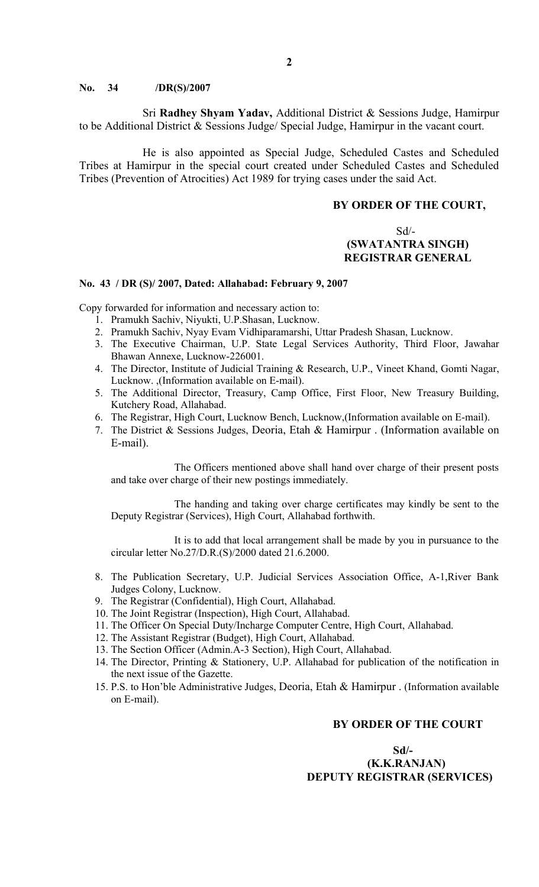**No. 34 /DR(S)/2007**

Sri **Radhey Shyam Yadav,** Additional District & Sessions Judge, Hamirpur to be Additional District & Sessions Judge/ Special Judge, Hamirpur in the vacant court.

He is also appointed as Special Judge, Scheduled Castes and Scheduled Tribes at Hamirpur in the special court created under Scheduled Castes and Scheduled Tribes (Prevention of Atrocities) Act 1989 for trying cases under the said Act.

**BY ORDER OF THE COURT,**

Sd/-
**(SWATANTRA SINGH)**
**REGISTRAR GENERAL**

**No. 43 / DR (S)/ 2007, Dated: Allahabad: February 9, 2007**

Copy forwarded for information and necessary action to:

1. Pramukh Sachiv, Niyukti, U.P.Shasan, Lucknow.
2. Pramukh Sachiv, Nyay Evam Vidhiparamarshi, Uttar Pradesh Shasan, Lucknow.
3. The Executive Chairman, U.P. State Legal Services Authority, Third Floor, Jawahar Bhawan Annexe, Lucknow-226001.
4. The Director, Institute of Judicial Training & Research, U.P., Vineet Khand, Gomti Nagar, Lucknow. ,(Information available on E-mail).
5. The Additional Director, Treasury, Camp Office, First Floor, New Treasury Building, Kutchery Road, Allahabad.
6. The Registrar, High Court, Lucknow Bench, Lucknow,(Information available on E-mail).
7. The District & Sessions Judges, Deoria, Etah & Hamirpur . (Information available on E-mail).

   The Officers mentioned above shall hand over charge of their present posts and take over charge of their new postings immediately.

   The handing and taking over charge certificates may kindly be sent to the Deputy Registrar (Services), High Court, Allahabad forthwith.

   It is to add that local arrangement shall be made by you in pursuance to the circular letter No.27/D.R.(S)/2000 dated 21.6.2000.

8. The Publication Secretary, U.P. Judicial Services Association Office, A-1,River Bank Judges Colony, Lucknow.
9. The Registrar (Confidential), High Court, Allahabad.
10. The Joint Registrar (Inspection), High Court, Allahabad.
11. The Officer On Special Duty/Incharge Computer Centre, High Court, Allahabad.
12. The Assistant Registrar (Budget), High Court, Allahabad.
13. The Section Officer (Admin.A-3 Section), High Court, Allahabad.
14. The Director, Printing & Stationery, U.P. Allahabad for publication of the notification in the next issue of the Gazette.
15. P.S. to Hon'ble Administrative Judges, Deoria, Etah & Hamirpur . (Information available on E-mail).

**BY ORDER OF THE COURT**

**Sd/-**
**(K.K.RANJAN)**
**DEPUTY REGISTRAR (SERVICES)**